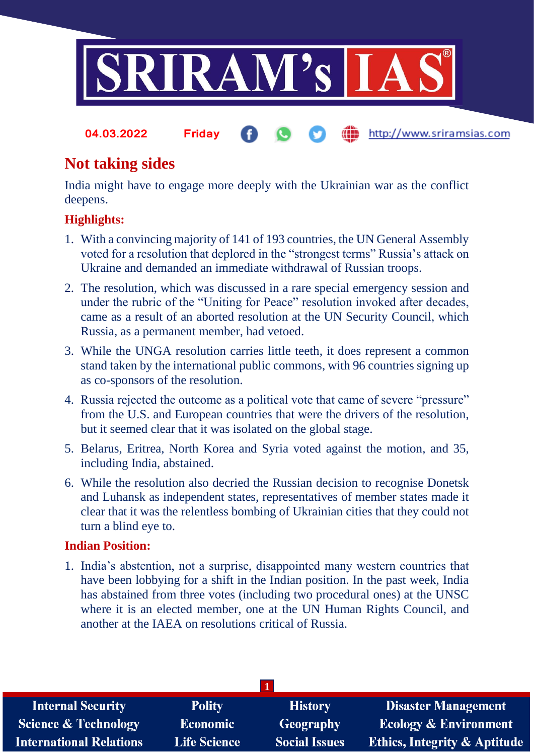04.03.2022 Friday http://www.sriramsias.com

# Not taking sides

India might have to engage more deeply with the Ukrainian war as the conflict deepens.

## Highlights:

1. With a convincing majority of 141 of 193 countries, the UN General Assembly voted for a resolution that deplored in the "strongest terms" Russia's attack on Ukraine and demanded an immediate withdrawal of Russian troops.
2. The resolution, which was discussed in a rare special emergency session and under the rubric of the "Uniting for Peace" resolution invoked after decades, came as a result of an aborted resolution at the UN Security Council, which Russia, as a permanent member, had vetoed.
3. While the UNGA resolution carries little teeth, it does represent a common stand taken by the international public commons, with 96 countries signing up as co-sponsors of the resolution.
4. Russia rejected the outcome as a political vote that came of severe "pressure" from the U.S. and European countries that were the drivers of the resolution, but it seemed clear that it was isolated on the global stage.
5. Belarus, Eritrea, North Korea and Syria voted against the motion, and 35, including India, abstained.
6. While the resolution also decried the Russian decision to recognise Donetsk and Luhansk as independent states, representatives of member states made it clear that it was the relentless bombing of Ukrainian cities that they could not turn a blind eye to.

## Indian Position:

1. India's abstention, not a surprise, disappointed many western countries that have been lobbying for a shift in the Indian position. In the past week, India has abstained from three votes (including two procedural ones) at the UNSC where it is an elected member, one at the UN Human Rights Council, and another at the IAEA on resolutions critical of Russia.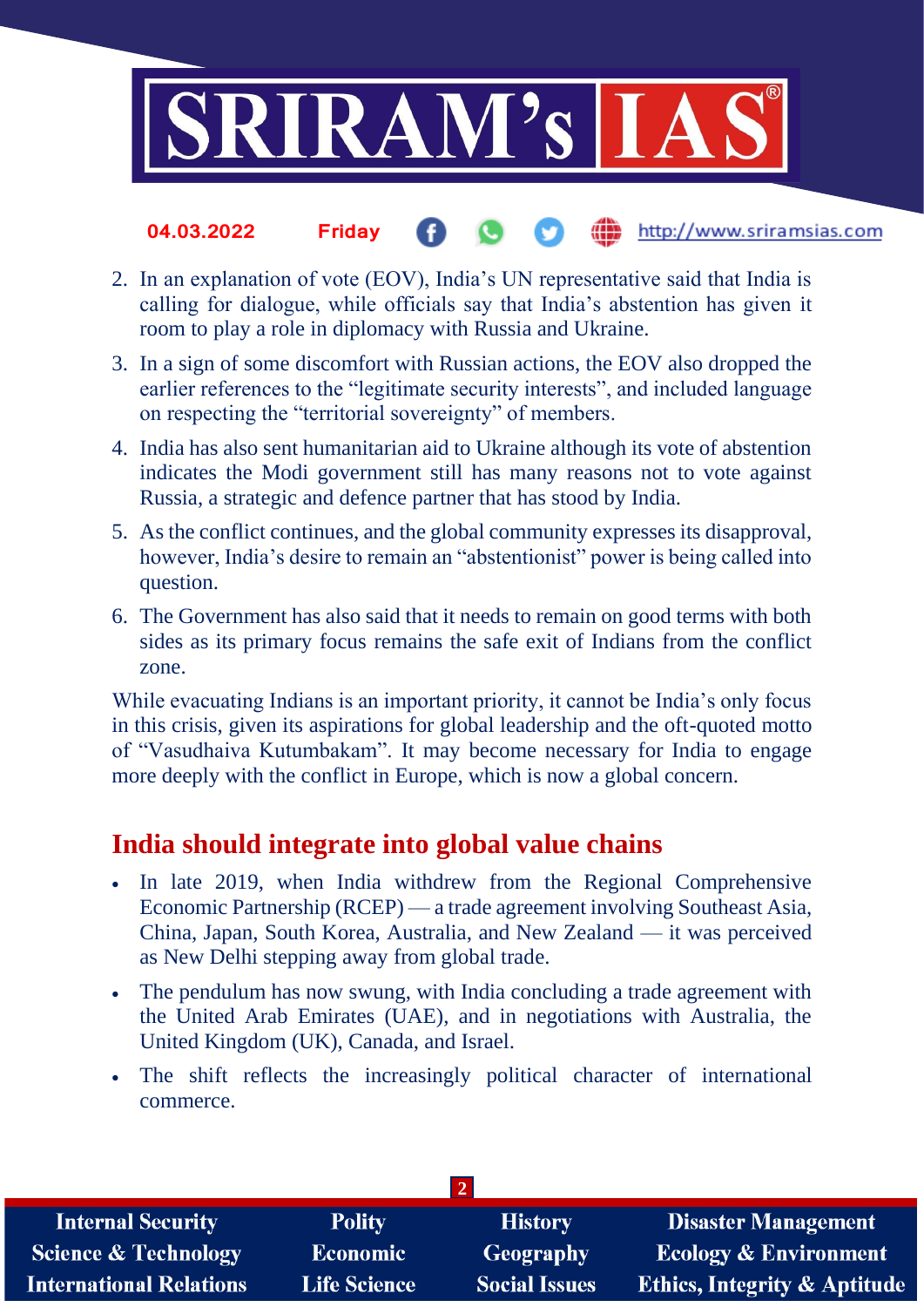2. In an explanation of vote (EOV), India's UN representative said that India is calling for dialogue, while officials say that India's abstention has given it room to play a role in diplomacy with Russia and Ukraine.
3. In a sign of some discomfort with Russian actions, the EOV also dropped the earlier references to the "legitimate security interests", and included language on respecting the "territorial sovereignty" of members.
4. India has also sent humanitarian aid to Ukraine although its vote of abstention indicates the Modi government still has many reasons not to vote against Russia, a strategic and defence partner that has stood by India.
5. As the conflict continues, and the global community expresses its disapproval, however, India's desire to remain an "abstentionist" power is being called into question.
6. The Government has also said that it needs to remain on good terms with both sides as its primary focus remains the safe exit of Indians from the conflict zone.

While evacuating Indians is an important priority, it cannot be India's only focus in this crisis, given its aspirations for global leadership and the oft-quoted motto of "Vasudhaiva Kutumbakam". It may become necessary for India to engage more deeply with the conflict in Europe, which is now a global concern.

## India should integrate into global value chains

- In late 2019, when India withdrew from the Regional Comprehensive Economic Partnership (RCEP) — a trade agreement involving Southeast Asia, China, Japan, South Korea, Australia, and New Zealand — it was perceived as New Delhi stepping away from global trade.
- The pendulum has now swung, with India concluding a trade agreement with the United Arab Emirates (UAE), and in negotiations with Australia, the United Kingdom (UK), Canada, and Israel.
- The shift reflects the increasingly political character of international commerce.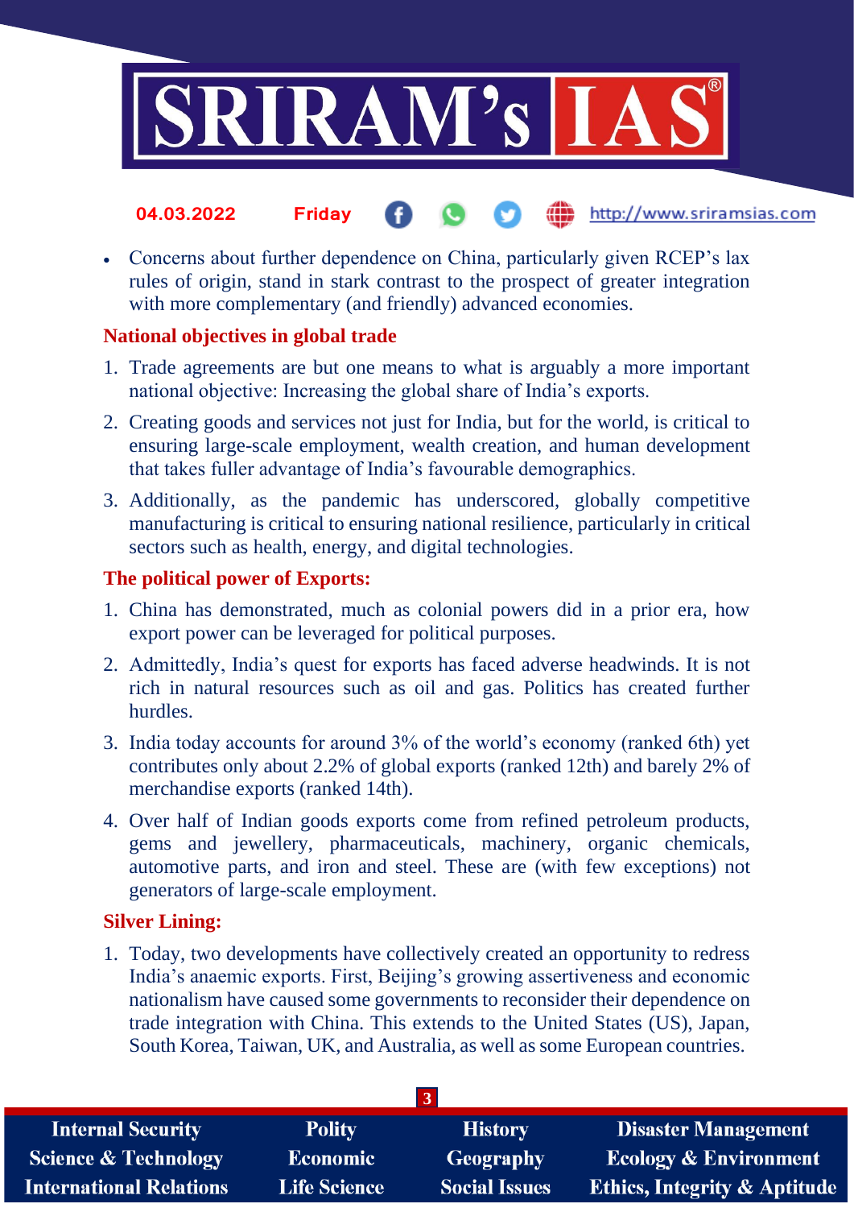- Concerns about further dependence on China, particularly given RCEP's lax rules of origin, stand in stark contrast to the prospect of greater integration with more complementary (and friendly) advanced economies.

## National objectives in global trade

1. Trade agreements are but one means to what is arguably a more important national objective: Increasing the global share of India's exports.
2. Creating goods and services not just for India, but for the world, is critical to ensuring large-scale employment, wealth creation, and human development that takes fuller advantage of India's favourable demographics.
3. Additionally, as the pandemic has underscored, globally competitive manufacturing is critical to ensuring national resilience, particularly in critical sectors such as health, energy, and digital technologies.

## The political power of Exports:

1. China has demonstrated, much as colonial powers did in a prior era, how export power can be leveraged for political purposes.
2. Admittedly, India's quest for exports has faced adverse headwinds. It is not rich in natural resources such as oil and gas. Politics has created further hurdles.
3. India today accounts for around 3% of the world's economy (ranked 6th) yet contributes only about 2.2% of global exports (ranked 12th) and barely 2% of merchandise exports (ranked 14th).
4. Over half of Indian goods exports come from refined petroleum products, gems and jewellery, pharmaceuticals, machinery, organic chemicals, automotive parts, and iron and steel. These are (with few exceptions) not generators of large-scale employment.

## Silver Lining:

1. Today, two developments have collectively created an opportunity to redress India's anaemic exports. First, Beijing's growing assertiveness and economic nationalism have caused some governments to reconsider their dependence on trade integration with China. This extends to the United States (US), Japan, South Korea, Taiwan, UK, and Australia, as well as some European countries.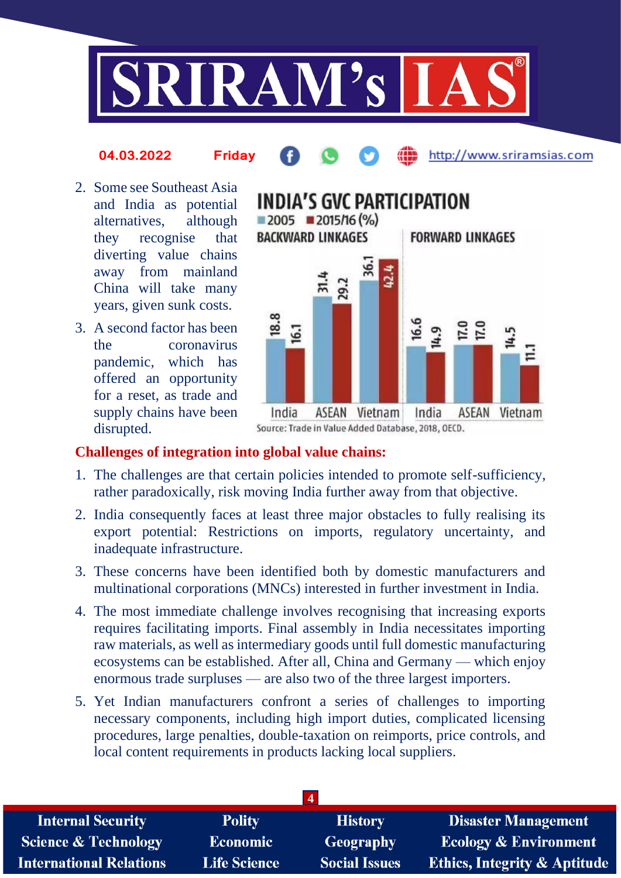2. Some see Southeast Asia and India as potential alternatives, although they recognise that diverting value chains away from mainland China will take many years, given sunk costs.
3. A second factor has been the coronavirus pandemic, which has offered an opportunity for a reset, as trade and supply chains have been disrupted.

INDIA'S GVC PARTICIPATION

2005 2015/16 (%)

BACKWARD LINKAGES

FORWARD LINKAGES

18.8
16.1
31.4
29.2
36.1
42.4
16.6
14.9
17.0
17.0
14.5
11.1

India ASEAN Vietnam India ASEAN Vietnam

Source: Trade in Value Added Database, 2018, OECD.

**Challenges of integration into global value chains:**

1. The challenges are that certain policies intended to promote self-sufficiency, rather paradoxically, risk moving India further away from that objective.
2. India consequently faces at least three major obstacles to fully realising its export potential: Restrictions on imports, regulatory uncertainty, and inadequate infrastructure.
3. These concerns have been identified both by domestic manufacturers and multinational corporations (MNCs) interested in further investment in India.
4. The most immediate challenge involves recognising that increasing exports requires facilitating imports. Final assembly in India necessitates importing raw materials, as well as intermediary goods until full domestic manufacturing ecosystems can be established. After all, China and Germany — which enjoy enormous trade surpluses — are also two of the three largest importers.
5. Yet Indian manufacturers confront a series of challenges to importing necessary components, including high import duties, complicated licensing procedures, large penalties, double-taxation on reimports, price controls, and local content requirements in products lacking local suppliers.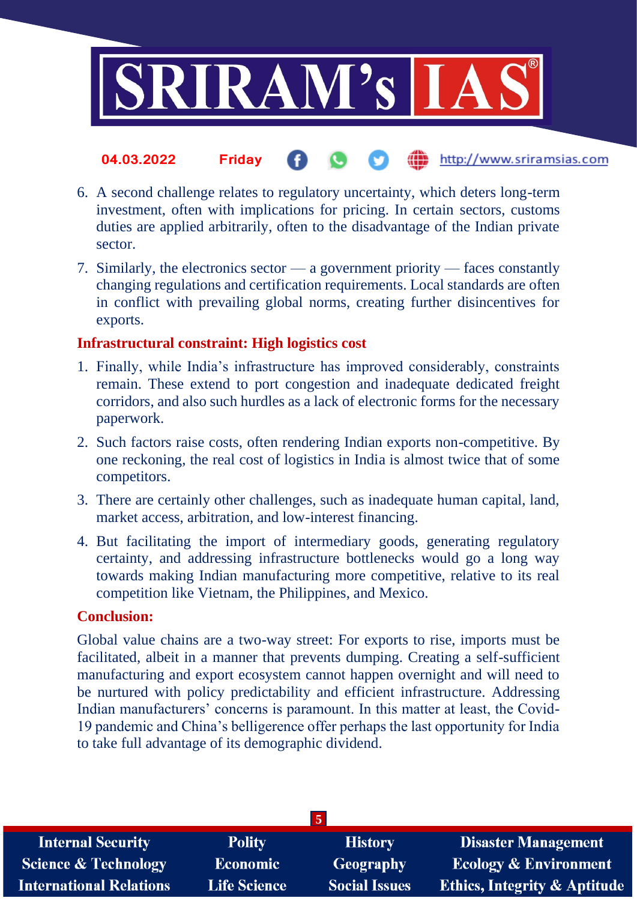6. A second challenge relates to regulatory uncertainty, which deters long-term investment, often with implications for pricing. In certain sectors, customs duties are applied arbitrarily, often to the disadvantage of the Indian private sector.
7. Similarly, the electronics sector — a government priority — faces constantly changing regulations and certification requirements. Local standards are often in conflict with prevailing global norms, creating further disincentives for exports.

### Infrastructural constraint: High logistics cost

1. Finally, while India's infrastructure has improved considerably, constraints remain. These extend to port congestion and inadequate dedicated freight corridors, and also such hurdles as a lack of electronic forms for the necessary paperwork.
2. Such factors raise costs, often rendering Indian exports non-competitive. By one reckoning, the real cost of logistics in India is almost twice that of some competitors.
3. There are certainly other challenges, such as inadequate human capital, land, market access, arbitration, and low-interest financing.
4. But facilitating the import of intermediary goods, generating regulatory certainty, and addressing infrastructure bottlenecks would go a long way towards making Indian manufacturing more competitive, relative to its real competition like Vietnam, the Philippines, and Mexico.

### Conclusion:

Global value chains are a two-way street: For exports to rise, imports must be facilitated, albeit in a manner that prevents dumping. Creating a self-sufficient manufacturing and export ecosystem cannot happen overnight and will need to be nurtured with policy predictability and efficient infrastructure. Addressing Indian manufacturers' concerns is paramount. In this matter at least, the Covid-19 pandemic and China's belligerence offer perhaps the last opportunity for India to take full advantage of its demographic dividend.